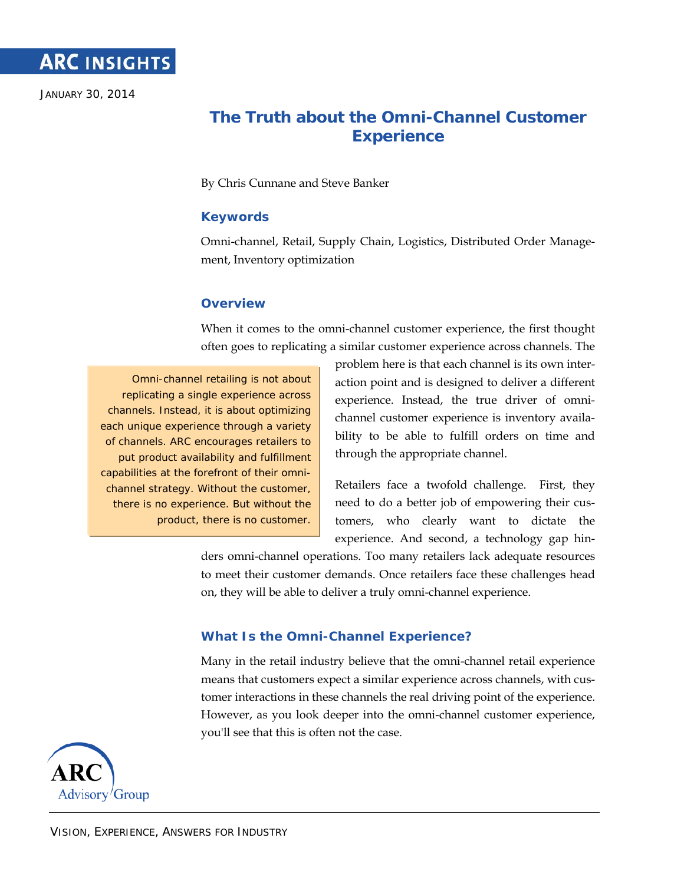ARC INSIGHTS

JANUARY 30, 2014

# The Truth about the Omni-Channel Customer Experience

By Chris Cunnane and Steve Banker

## Keywords

Omni-channel, Retail, Supply Chain, Logistics, Distributed Order Management, Inventory optimization

## Overview

When it comes to the omni-channel customer experience, the first thought often goes to replicating a similar customer experience across channels. The problem here is that each channel is its own interaction point and is designed to deliver a different experience. Instead, the true driver of omni-channel customer experience is inventory availability to be able to fulfill orders on time and through the appropriate channel.

> Omni-channel retailing is not about replicating a single experience across channels. Instead, it is about optimizing each unique experience through a variety of channels. ARC encourages retailers to put product availability and fulfillment capabilities at the forefront of their omni-channel strategy. Without the customer, there is no experience. But without the product, there is no customer.

Retailers face a twofold challenge. First, they need to do a better job of empowering their customers, who clearly want to dictate the experience. And second, a technology gap hinders omni-channel operations. Too many retailers lack adequate resources to meet their customer demands. Once retailers face these challenges head on, they will be able to deliver a truly omni-channel experience.

## What Is the Omni-Channel Experience?

Many in the retail industry believe that the omni-channel retail experience means that customers expect a similar experience across channels, with customer interactions in these channels the real driving point of the experience. However, as you look deeper into the omni-channel customer experience, you'll see that this is often not the case.

ARC Advisory Group

VISION, EXPERIENCE, ANSWERS FOR INDUSTRY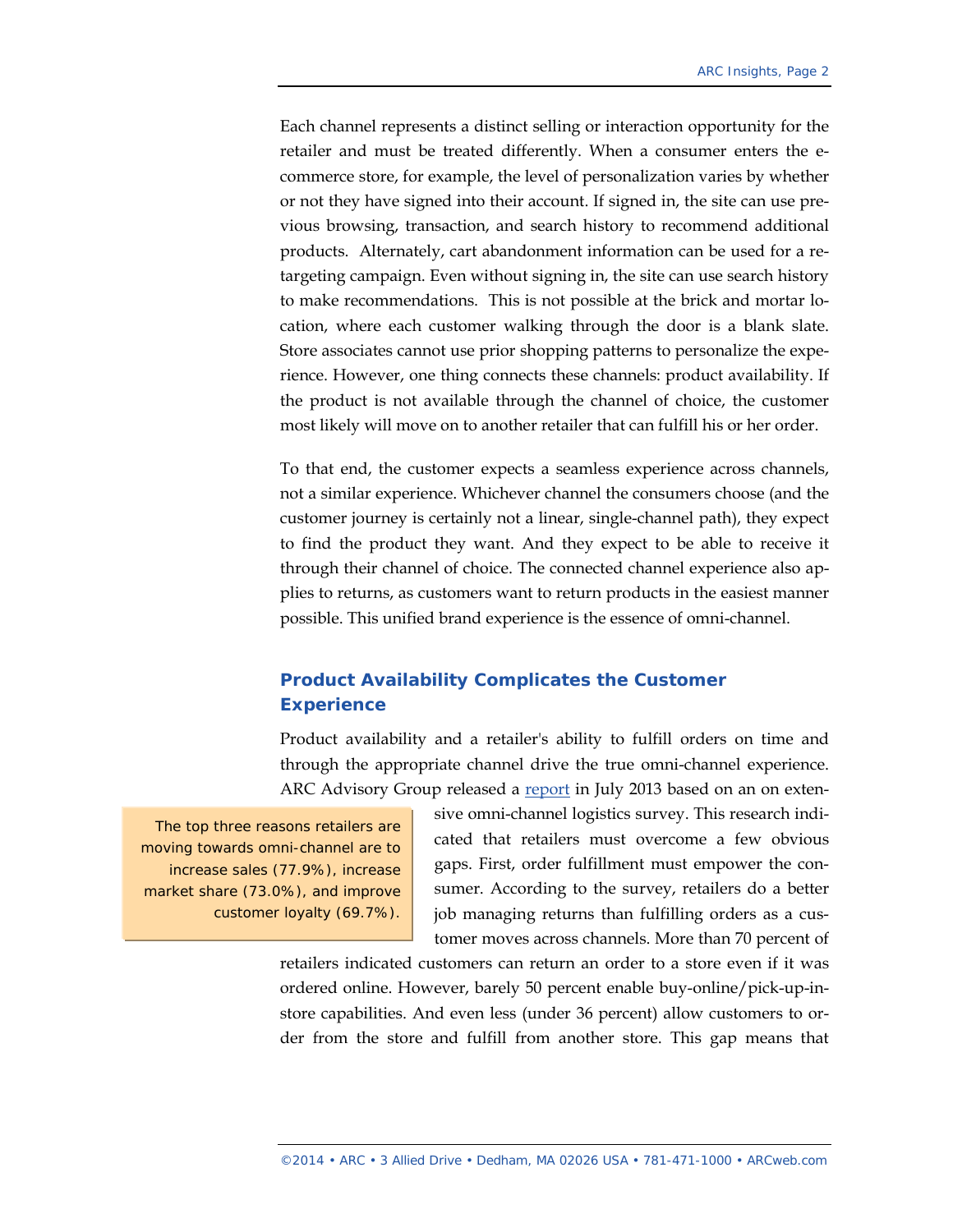Each channel represents a distinct selling or interaction opportunity for the retailer and must be treated differently. When a consumer enters the e-commerce store, for example, the level of personalization varies by whether or not they have signed into their account. If signed in, the site can use previous browsing, transaction, and search history to recommend additional products. Alternately, cart abandonment information can be used for a re-targeting campaign. Even without signing in, the site can use search history to make recommendations. This is not possible at the brick and mortar location, where each customer walking through the door is a blank slate. Store associates cannot use prior shopping patterns to personalize the experience. However, one thing connects these channels: product availability. If the product is not available through the channel of choice, the customer most likely will move on to another retailer that can fulfill his or her order.

To that end, the customer expects a seamless experience across channels, not a similar experience. Whichever channel the consumers choose (and the customer journey is certainly not a linear, single-channel path), they expect to find the product they want. And they expect to be able to receive it through their channel of choice. The connected channel experience also applies to returns, as customers want to return products in the easiest manner possible. This unified brand experience is the essence of omni-channel.

## Product Availability Complicates the Customer Experience

Product availability and a retailer's ability to fulfill orders on time and through the appropriate channel drive the true omni-channel experience. ARC Advisory Group released a [report](report) in July 2013 based on an on extensive omni-channel logistics survey. This research indicated that retailers must overcome a few obvious gaps. First, order fulfillment must empower the consumer. According to the survey, retailers do a better job managing returns than fulfilling orders as a customer moves across channels. More than 70 percent of retailers indicated customers can return an order to a store even if it was ordered online. However, barely 50 percent enable buy-online/pick-up-in-store capabilities. And even less (under 36 percent) allow customers to order from the store and fulfill from another store. This gap means that

> The top three reasons retailers are moving towards omni-channel are to increase sales (77.9%), increase market share (73.0%), and improve customer loyalty (69.7%).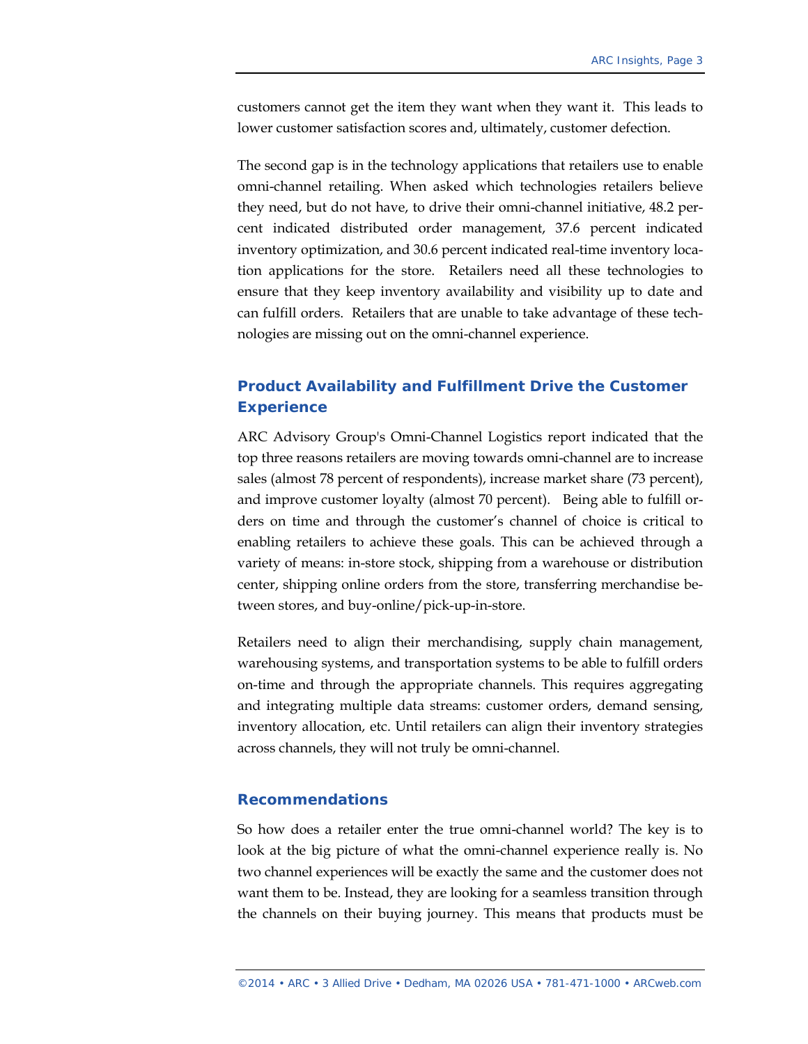customers cannot get the item they want when they want it. This leads to lower customer satisfaction scores and, ultimately, customer defection.

The second gap is in the technology applications that retailers use to enable omni-channel retailing. When asked which technologies retailers believe they need, but do not have, to drive their omni-channel initiative, 48.2 percent indicated distributed order management, 37.6 percent indicated inventory optimization, and 30.6 percent indicated real-time inventory location applications for the store. Retailers need all these technologies to ensure that they keep inventory availability and visibility up to date and can fulfill orders. Retailers that are unable to take advantage of these technologies are missing out on the omni-channel experience.

## Product Availability and Fulfillment Drive the Customer Experience

ARC Advisory Group's Omni-Channel Logistics report indicated that the top three reasons retailers are moving towards omni-channel are to increase sales (almost 78 percent of respondents), increase market share (73 percent), and improve customer loyalty (almost 70 percent). Being able to fulfill orders on time and through the customer's channel of choice is critical to enabling retailers to achieve these goals. This can be achieved through a variety of means: in-store stock, shipping from a warehouse or distribution center, shipping online orders from the store, transferring merchandise between stores, and buy-online/pick-up-in-store.

Retailers need to align their merchandising, supply chain management, warehousing systems, and transportation systems to be able to fulfill orders on-time and through the appropriate channels. This requires aggregating and integrating multiple data streams: customer orders, demand sensing, inventory allocation, etc. Until retailers can align their inventory strategies across channels, they will not truly be omni-channel.

## Recommendations

So how does a retailer enter the true omni-channel world? The key is to look at the big picture of what the omni-channel experience really is. No two channel experiences will be exactly the same and the customer does not want them to be. Instead, they are looking for a seamless transition through the channels on their buying journey. This means that products must be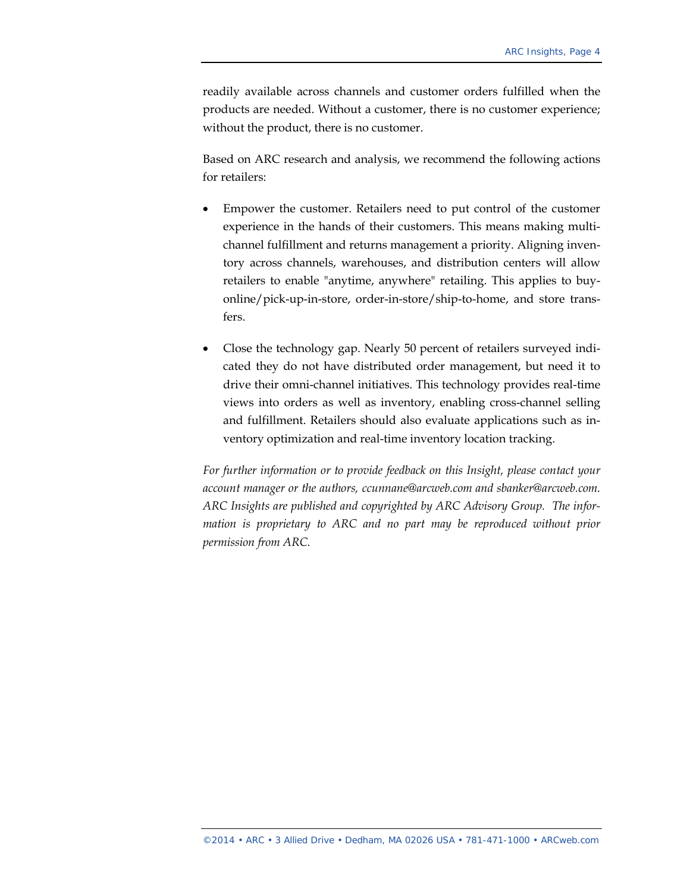readily available across channels and customer orders fulfilled when the products are needed. Without a customer, there is no customer experience; without the product, there is no customer.

Based on ARC research and analysis, we recommend the following actions for retailers:

- Empower the customer. Retailers need to put control of the customer experience in the hands of their customers. This means making multi-channel fulfillment and returns management a priority. Aligning inventory across channels, warehouses, and distribution centers will allow retailers to enable "anytime, anywhere" retailing. This applies to buy-online/pick-up-in-store, order-in-store/ship-to-home, and store transfers.

- Close the technology gap. Nearly 50 percent of retailers surveyed indicated they do not have distributed order management, but need it to drive their omni-channel initiatives. This technology provides real-time views into orders as well as inventory, enabling cross-channel selling and fulfillment. Retailers should also evaluate applications such as inventory optimization and real-time inventory location tracking.

*For further information or to provide feedback on this Insight, please contact your account manager or the authors, ccunnane@arcweb.com and sbanker@arcweb.com. ARC Insights are published and copyrighted by ARC Advisory Group. The information is proprietary to ARC and no part may be reproduced without prior permission from ARC.*